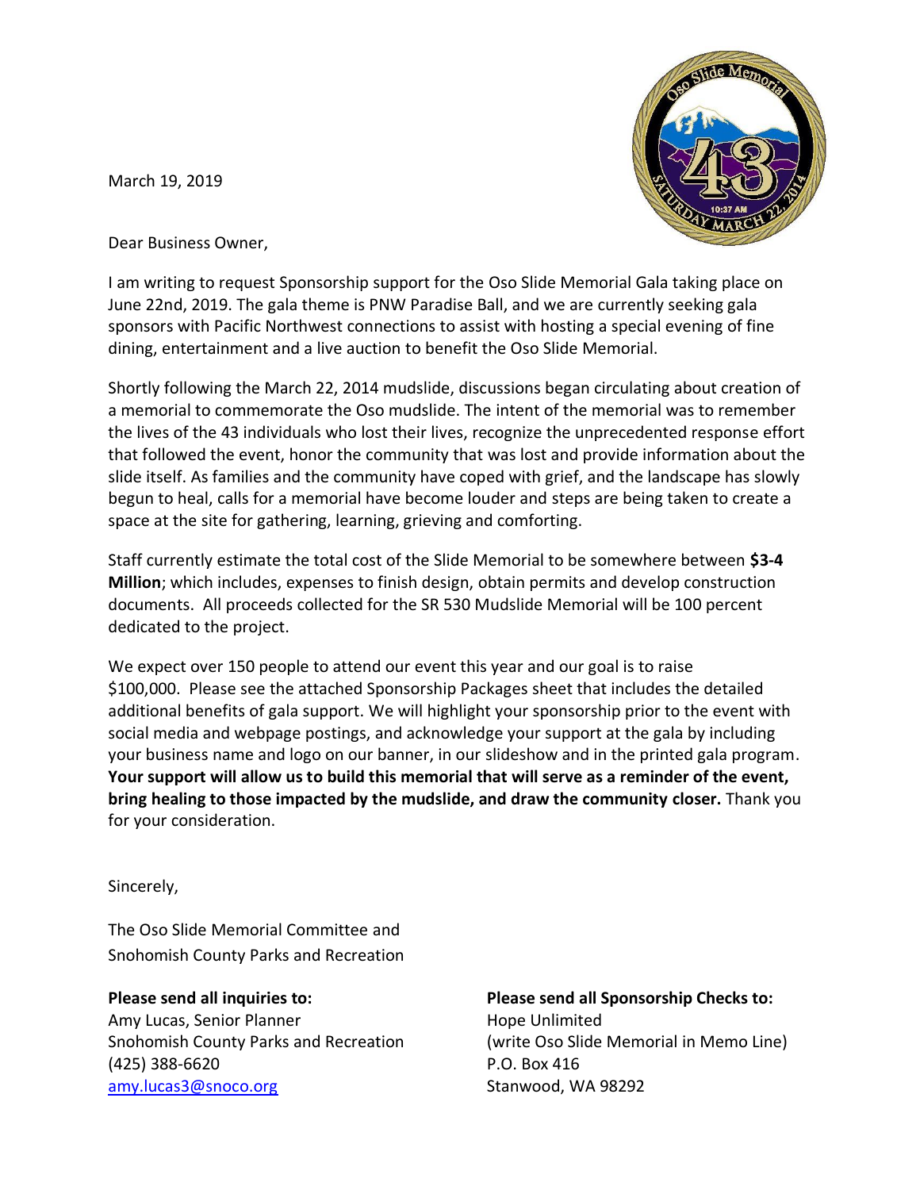March 19, 2019

Dear Business Owner,

I am writing to request Sponsorship support for the Oso Slide Memorial Gala taking place on June 22nd, 2019. The gala theme is PNW Paradise Ball, and we are currently seeking gala sponsors with Pacific Northwest connections to assist with hosting a special evening of fine dining, entertainment and a live auction to benefit the Oso Slide Memorial.

Shortly following the March 22, 2014 mudslide, discussions began circulating about creation of a memorial to commemorate the Oso mudslide. The intent of the memorial was to remember the lives of the 43 individuals who lost their lives, recognize the unprecedented response effort that followed the event, honor the community that was lost and provide information about the slide itself. As families and the community have coped with grief, and the landscape has slowly begun to heal, calls for a memorial have become louder and steps are being taken to create a space at the site for gathering, learning, grieving and comforting.

Staff currently estimate the total cost of the Slide Memorial to be somewhere between **$3-4 Million**; which includes, expenses to finish design, obtain permits and develop construction documents. All proceeds collected for the SR 530 Mudslide Memorial will be 100 percent dedicated to the project.

We expect over 150 people to attend our event this year and our goal is to raise $100,000. Please see the attached Sponsorship Packages sheet that includes the detailed additional benefits of gala support. We will highlight your sponsorship prior to the event with social media and webpage postings, and acknowledge your support at the gala by including your business name and logo on our banner, in our slideshow and in the printed gala program. **Your support will allow us to build this memorial that will serve as a reminder of the event, bring healing to those impacted by the mudslide, and draw the community closer.** Thank you for your consideration.

Sincerely,

The Oso Slide Memorial Committee and
Snohomish County Parks and Recreation

**Please send all inquiries to:**
Amy Lucas, Senior Planner
Snohomish County Parks and Recreation
(425) 388-6620
amy.lucas3@snoco.org

**Please send all Sponsorship Checks to:**
Hope Unlimited
(write Oso Slide Memorial in Memo Line)
P.O. Box 416
Stanwood, WA 98292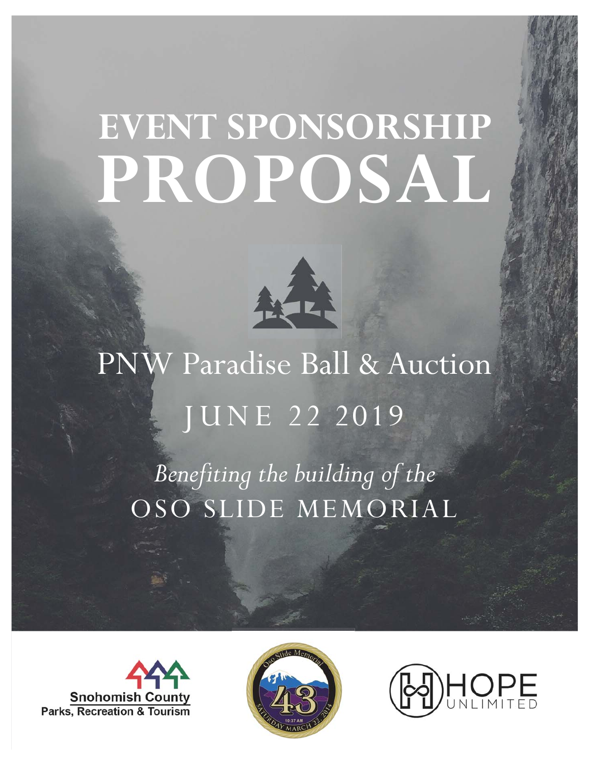# EVENT SPONSORSHIP PROPOSAL

## PNW Paradise Ball & Auction

JUNE 22 2019

*Benefiting the building of the*

OSO SLIDE MEMORIAL

Snohomish County Parks, Recreation & Tourism

Oso Slide Memorial 43 SATURDAY MARCH 22, 2014 10:37 AM

HOPE UNLIMITED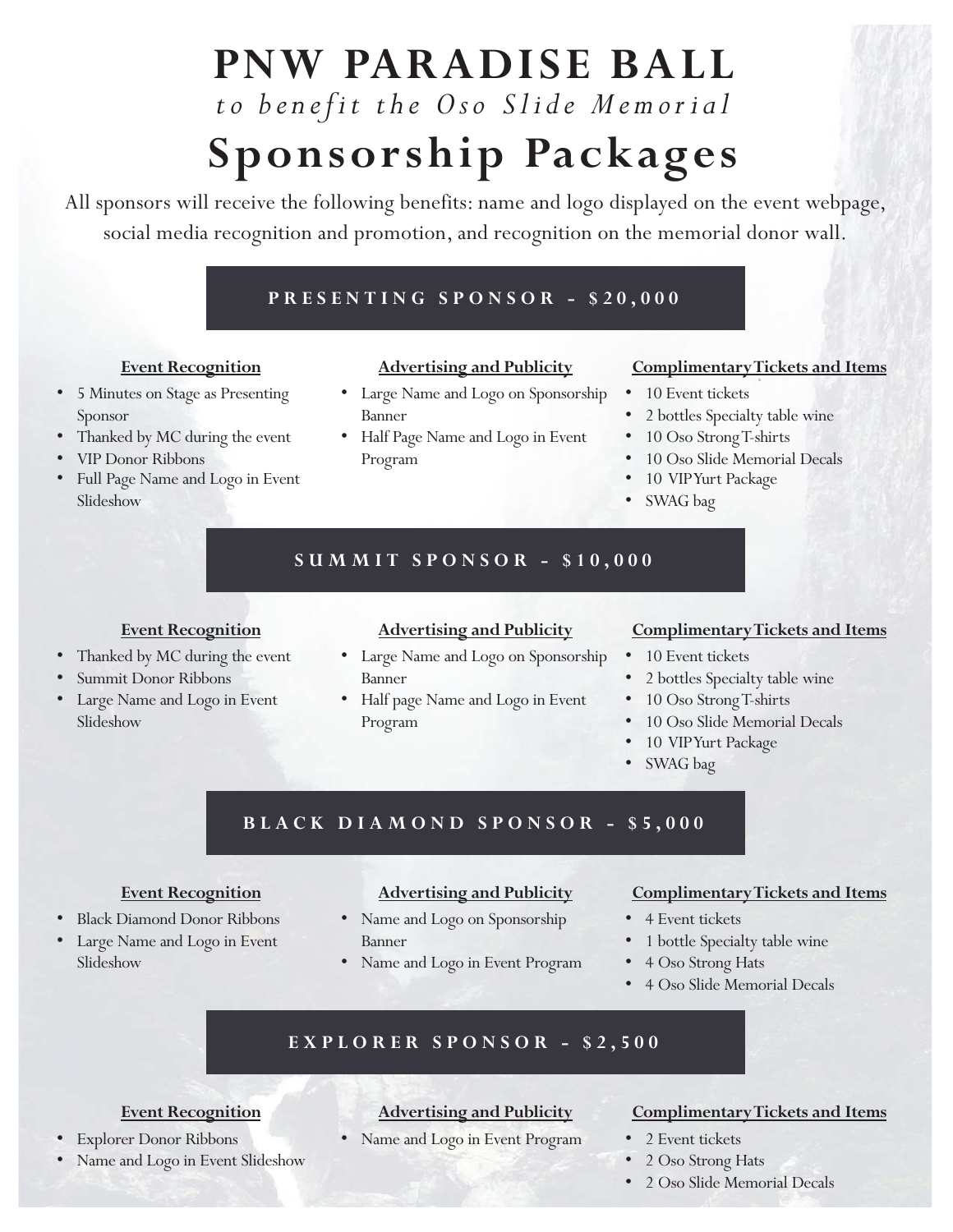# PNW PARADISE BALL

*to benefit the Oso Slide Memorial*

# Sponsorship Packages

All sponsors will receive the following benefits: name and logo displayed on the event webpage, social media recognition and promotion, and recognition on the memorial donor wall.

## PRESENTING SPONSOR - $20,000

**Event Recognition**

- 5 Minutes on Stage as Presenting Sponsor
- Thanked by MC during the event
- VIP Donor Ribbons
- Full Page Name and Logo in Event Slideshow

**Advertising and Publicity**

- Large Name and Logo on Sponsorship Banner
- Half Page Name and Logo in Event Program

**Complimentary Tickets and Items**

- 10 Event tickets
- 2 bottles Specialty table wine
- 10 Oso Strong T-shirts
- 10 Oso Slide Memorial Decals
- 10 VIP Yurt Package
- SWAG bag

## SUMMIT SPONSOR - $10,000

**Event Recognition**

- Thanked by MC during the event
- Summit Donor Ribbons
- Large Name and Logo in Event Slideshow

**Advertising and Publicity**

- Large Name and Logo on Sponsorship Banner
- Half page Name and Logo in Event Program

**Complimentary Tickets and Items**

- 10 Event tickets
- 2 bottles Specialty table wine
- 10 Oso Strong T-shirts
- 10 Oso Slide Memorial Decals
- 10 VIP Yurt Package
- SWAG bag

## BLACK DIAMOND SPONSOR - $5,000

**Event Recognition**

- Black Diamond Donor Ribbons
- Large Name and Logo in Event Slideshow

**Advertising and Publicity**

- Name and Logo on Sponsorship Banner
- Name and Logo in Event Program

**Complimentary Tickets and Items**

- 4 Event tickets
- 1 bottle Specialty table wine
- 4 Oso Strong Hats
- 4 Oso Slide Memorial Decals

## EXPLORER SPONSOR - $2,500

**Event Recognition**

- Explorer Donor Ribbons
- Name and Logo in Event Slideshow

**Advertising and Publicity**

- Name and Logo in Event Program

**Complimentary Tickets and Items**

- 2 Event tickets
- 2 Oso Strong Hats
- 2 Oso Slide Memorial Decals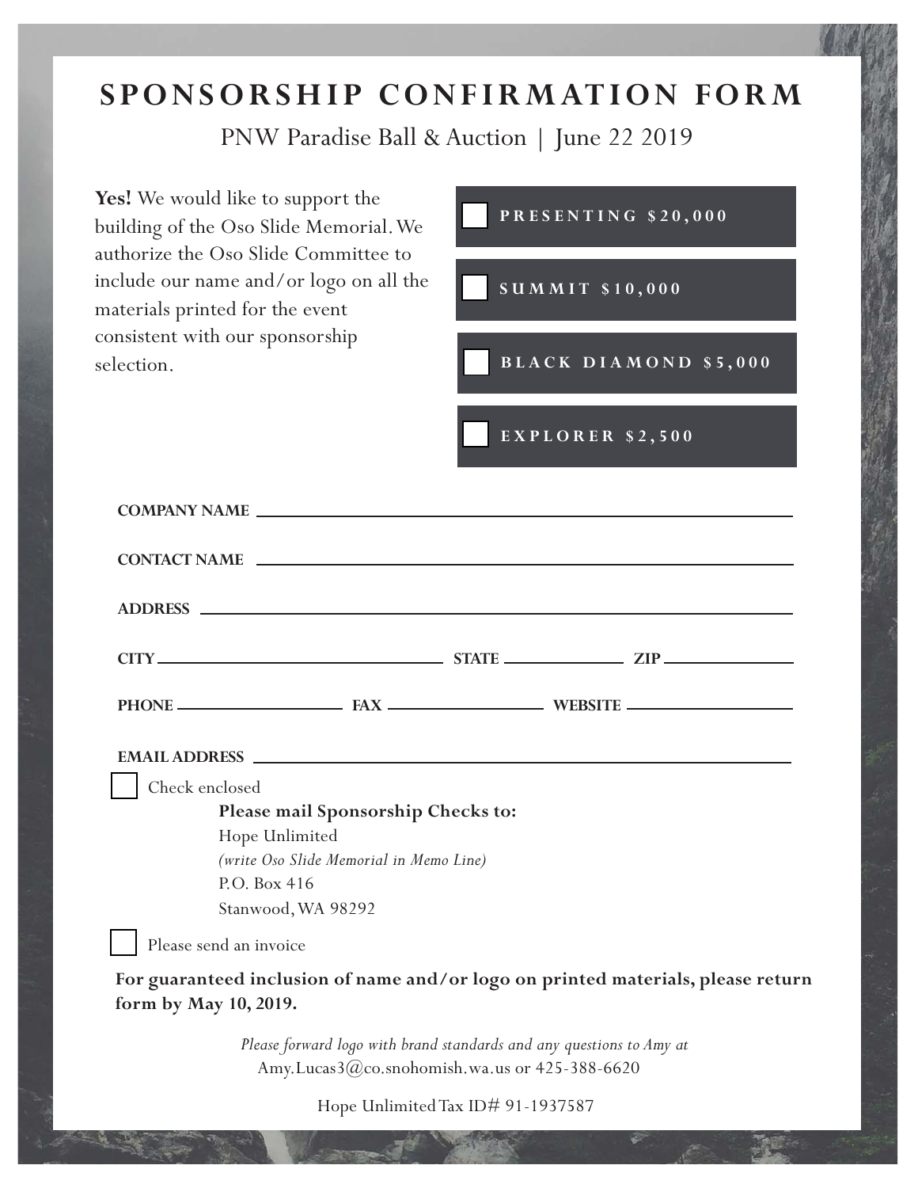# SPONSORSHIP CONFIRMATION FORM

PNW Paradise Ball & Auction | June 22 2019

**Yes!** We would like to support the building of the Oso Slide Memorial. We authorize the Oso Slide Committee to include our name and/or logo on all the materials printed for the event consistent with our sponsorship selection.

- ☐ **PRESENTING $20,000**
- ☐ **SUMMIT $10,000**
- ☐ **BLACK DIAMOND $5,000**
- ☐ **EXPLORER $2,500**

**COMPANY NAME** ______________________________

**CONTACT NAME** ______________________________

**ADDRESS** ______________________________

**CITY** ____________ **STATE** ____________ **ZIP** ____________

**PHONE** ____________ **FAX** ____________ **WEBSITE** ____________

**EMAIL ADDRESS** ______________________________

☐ Check enclosed

**Please mail Sponsorship Checks to:**
Hope Unlimited
*(write Oso Slide Memorial in Memo Line)*
P.O. Box 416
Stanwood, WA 98292

☐ Please send an invoice

**For guaranteed inclusion of name and/or logo on printed materials, please return form by May 10, 2019.**

*Please forward logo with brand standards and any questions to Amy at*
Amy.Lucas3@co.snohomish.wa.us or 425-388-6620

Hope Unlimited Tax ID# 91-1937587